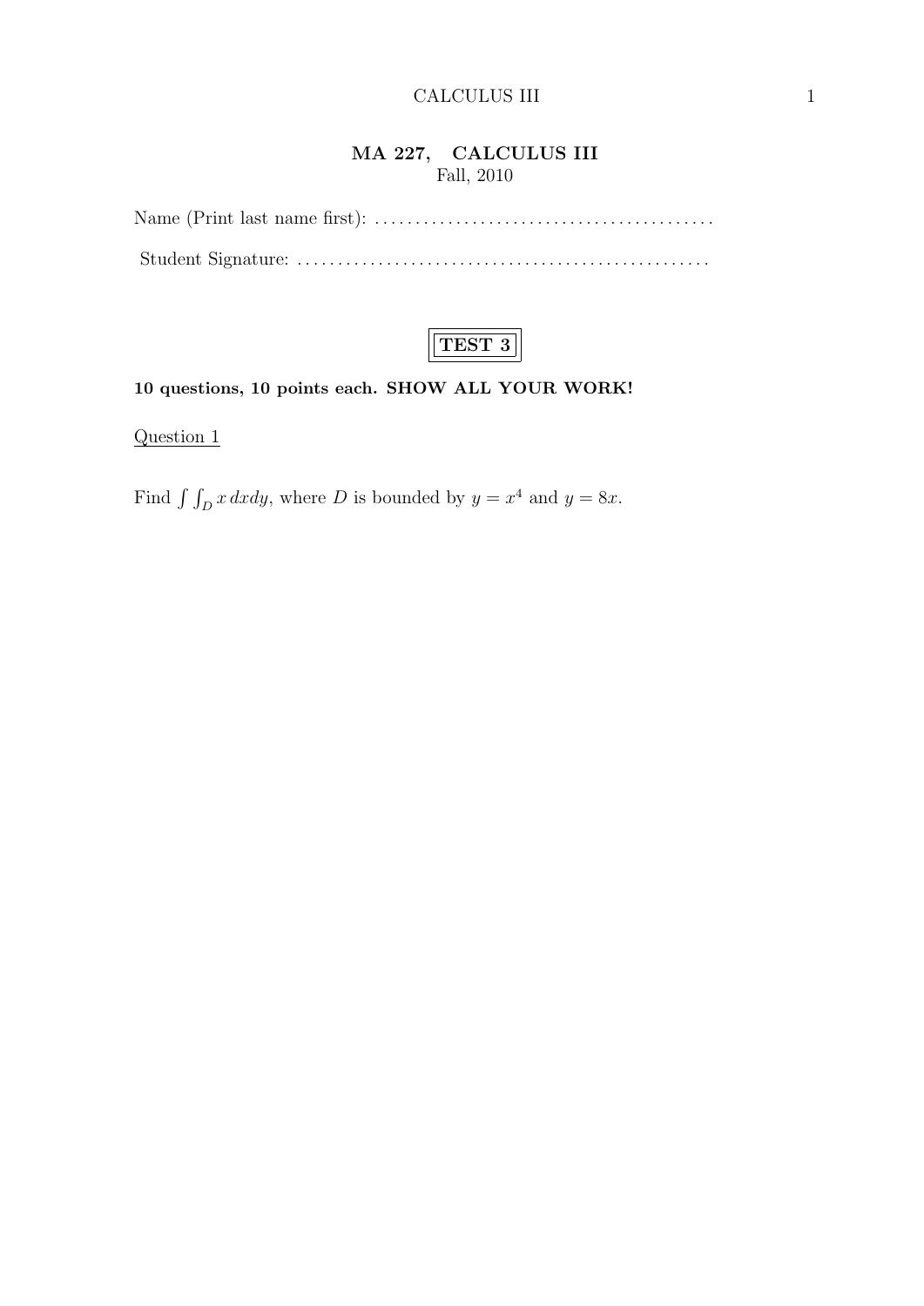# MA 227, CALCULUS III

Fall, 2010

Name (Print last name first): ..........................................

Student Signature: ..................................................

**TEST 3**

**10 questions, 10 points each. SHOW ALL YOUR WORK!**

Question 1

Find $\int\int_D x\,dxdy$, where $D$ is bounded by $y = x^4$ and $y = 8x$.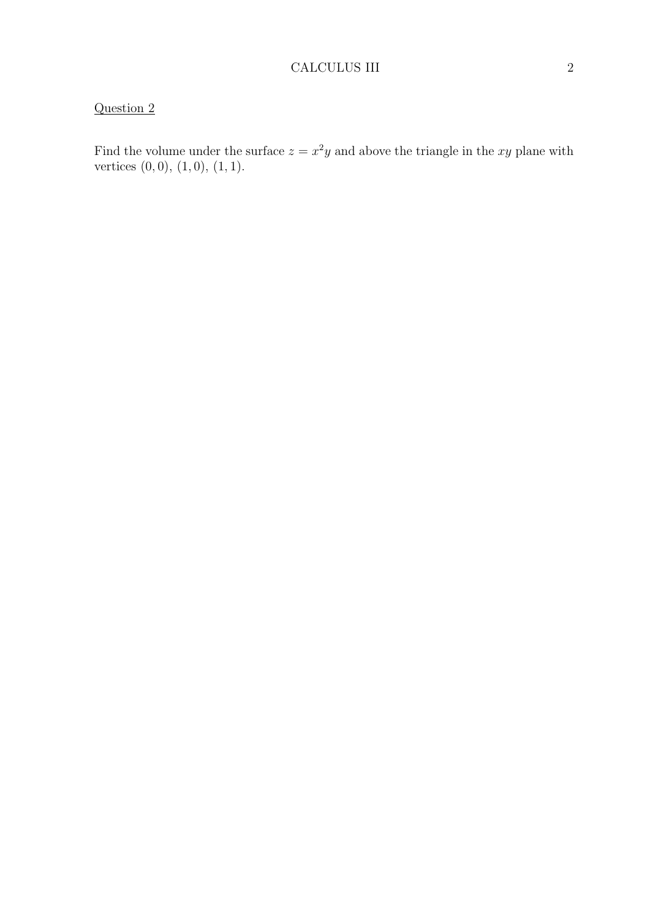Question 2

Find the volume under the surface $z = x^2y$ and above the triangle in the $xy$ plane with vertices $(0, 0)$, $(1, 0)$, $(1, 1)$.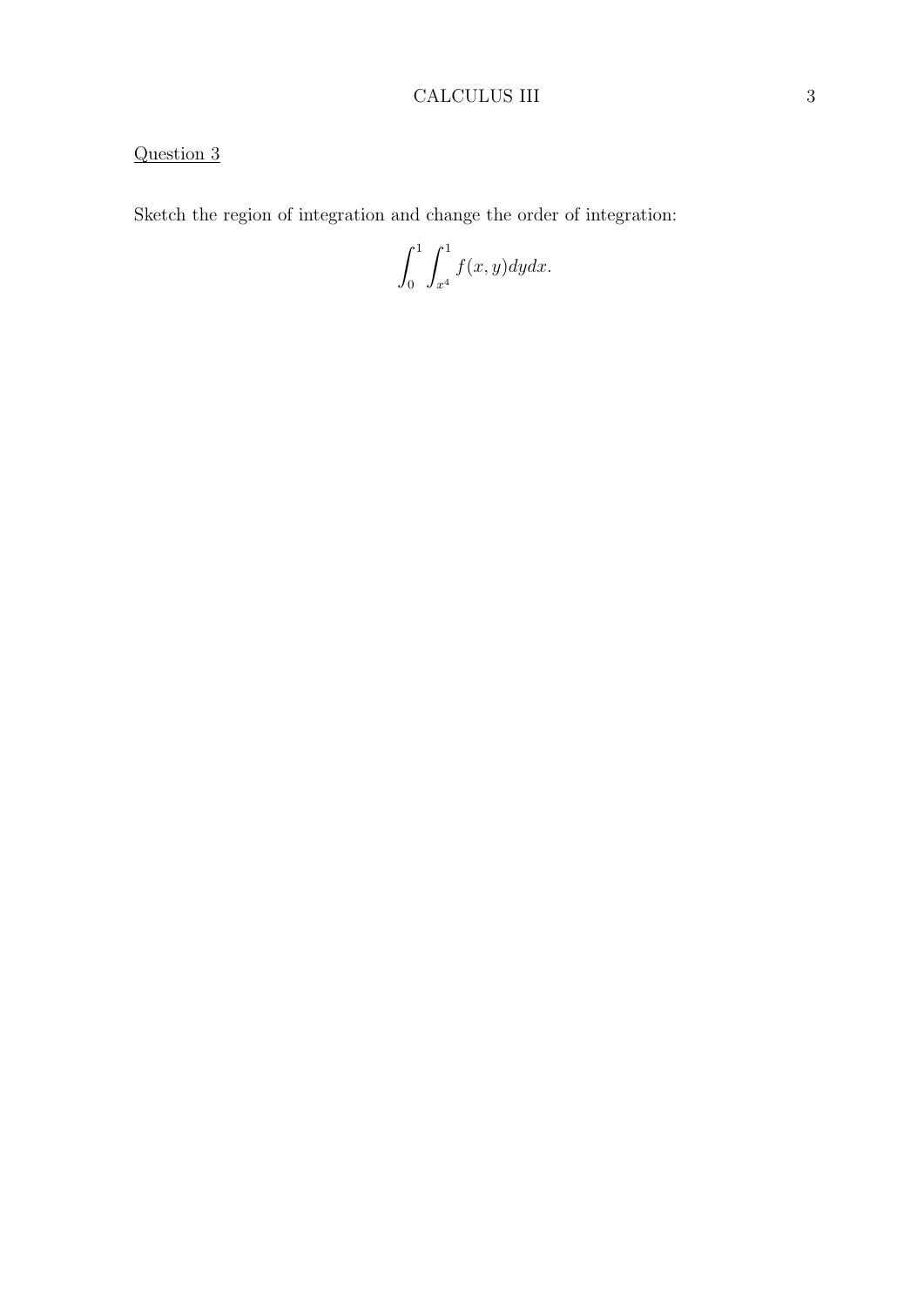<u>Question 3</u>

Sketch the region of integration and change the order of integration:

$$\int_0^1 \int_{x^4}^1 f(x,y)\,dy\,dx.$$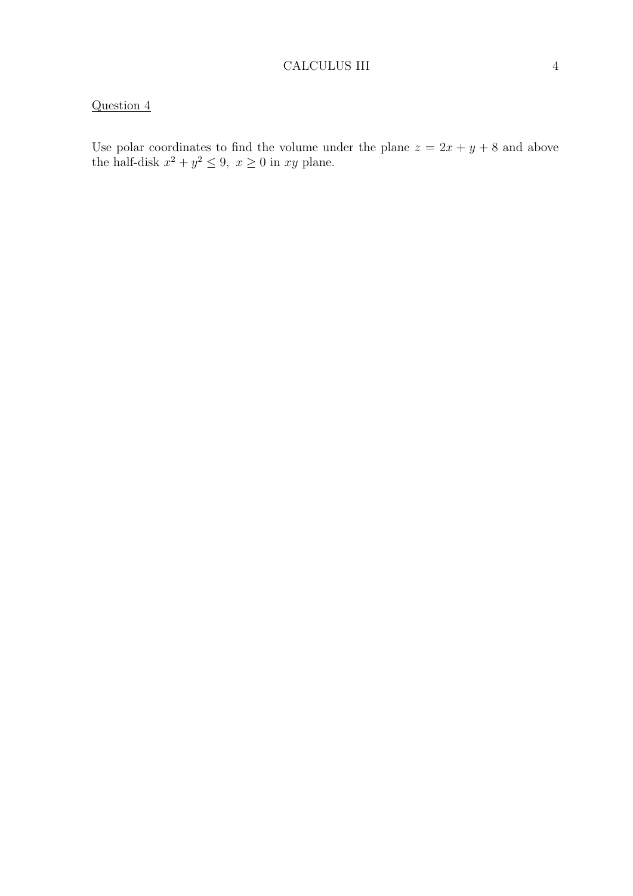Question 4

Use polar coordinates to find the volume under the plane $z = 2x + y + 8$ and above the half-disk $x^2 + y^2 \leq 9,\ x \geq 0$ in $xy$ plane.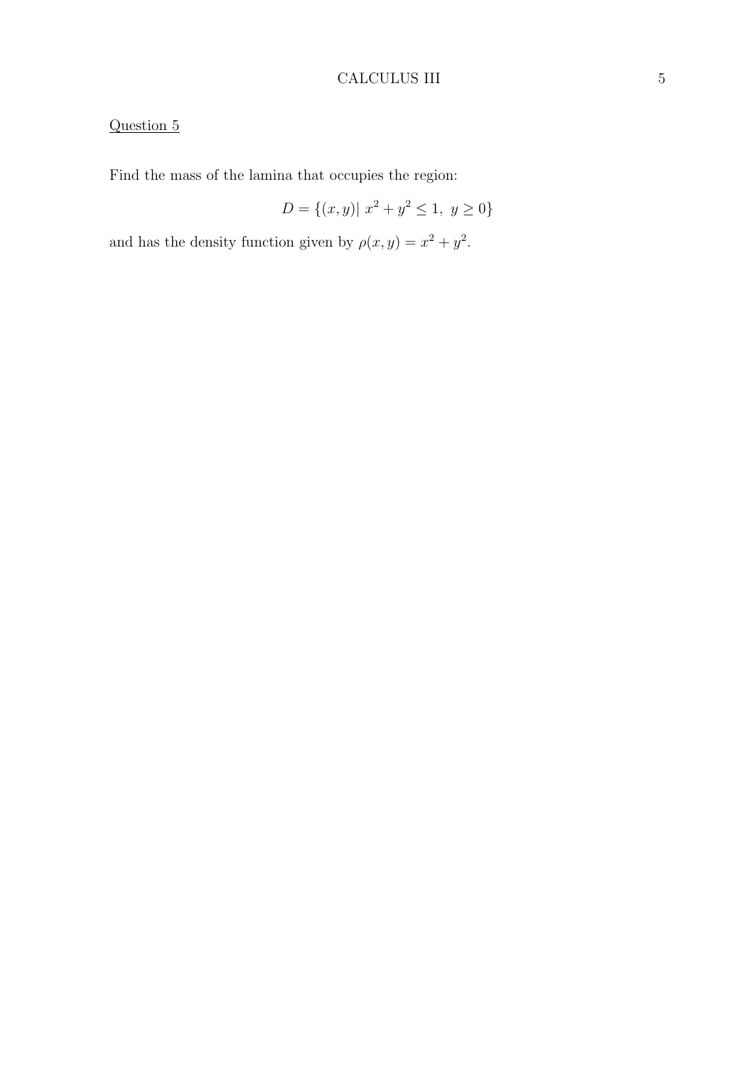Question 5

Find the mass of the lamina that occupies the region:

$$D = \{(x, y)|\ x^2 + y^2 \leq 1,\ y \geq 0\}$$

and has the density function given by $\rho(x, y) = x^2 + y^2$.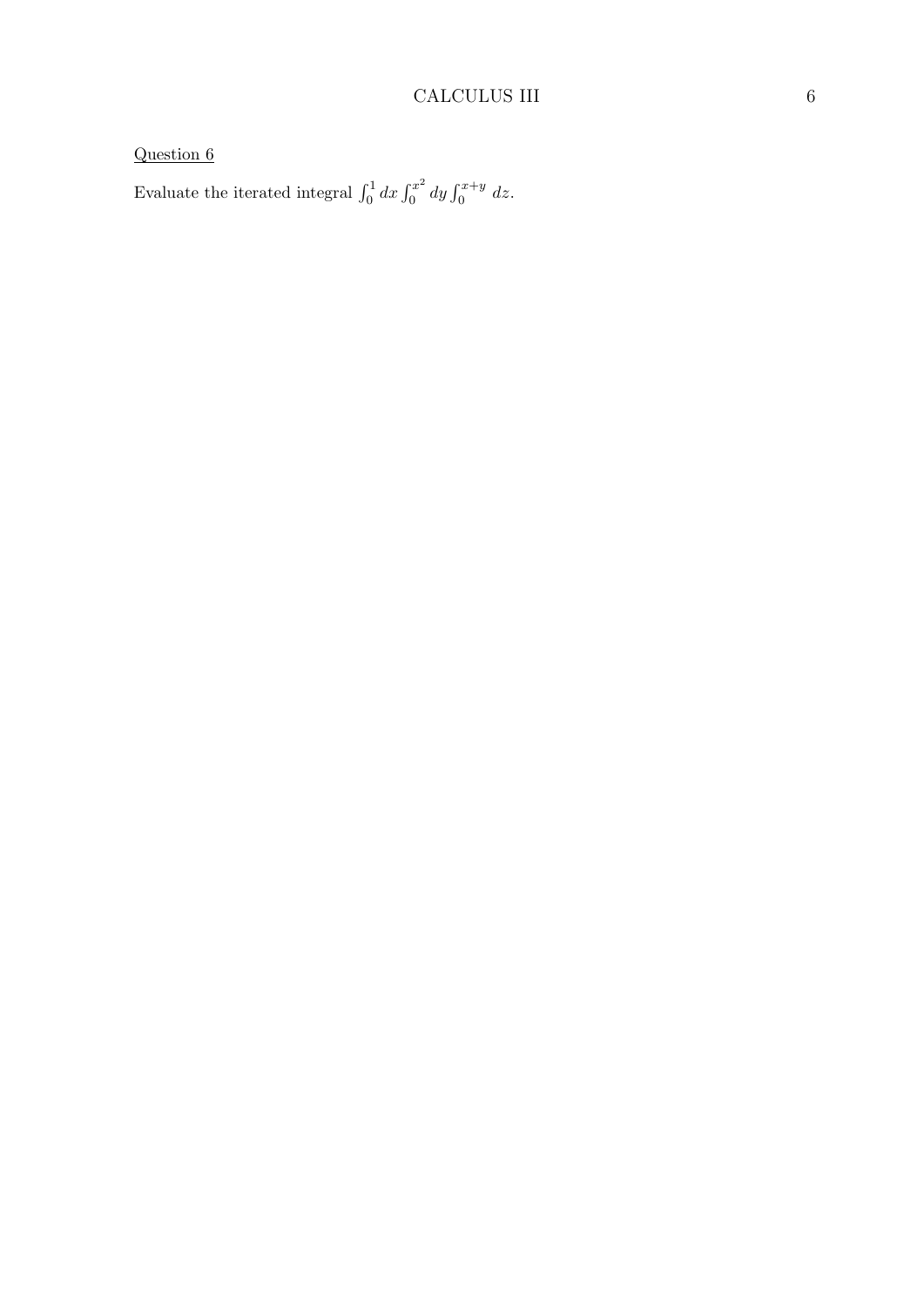<u>Question 6</u>

Evaluate the iterated integral $\int_0^1 dx \int_0^{x^2} dy \int_0^{x+y} dz$.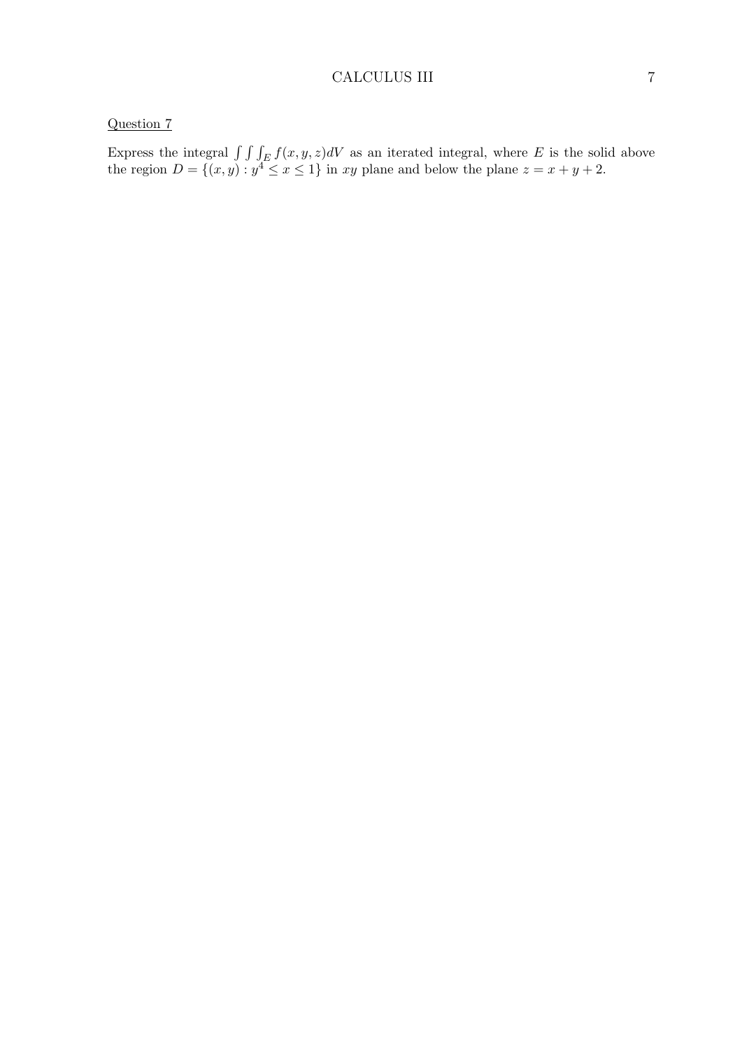Question 7

Express the integral $\int\int\int_E f(x, y, z)dV$ as an iterated integral, where $E$ is the solid above the region $D = \{(x, y) : y^4 \leq x \leq 1\}$ in $xy$ plane and below the plane $z = x + y + 2$.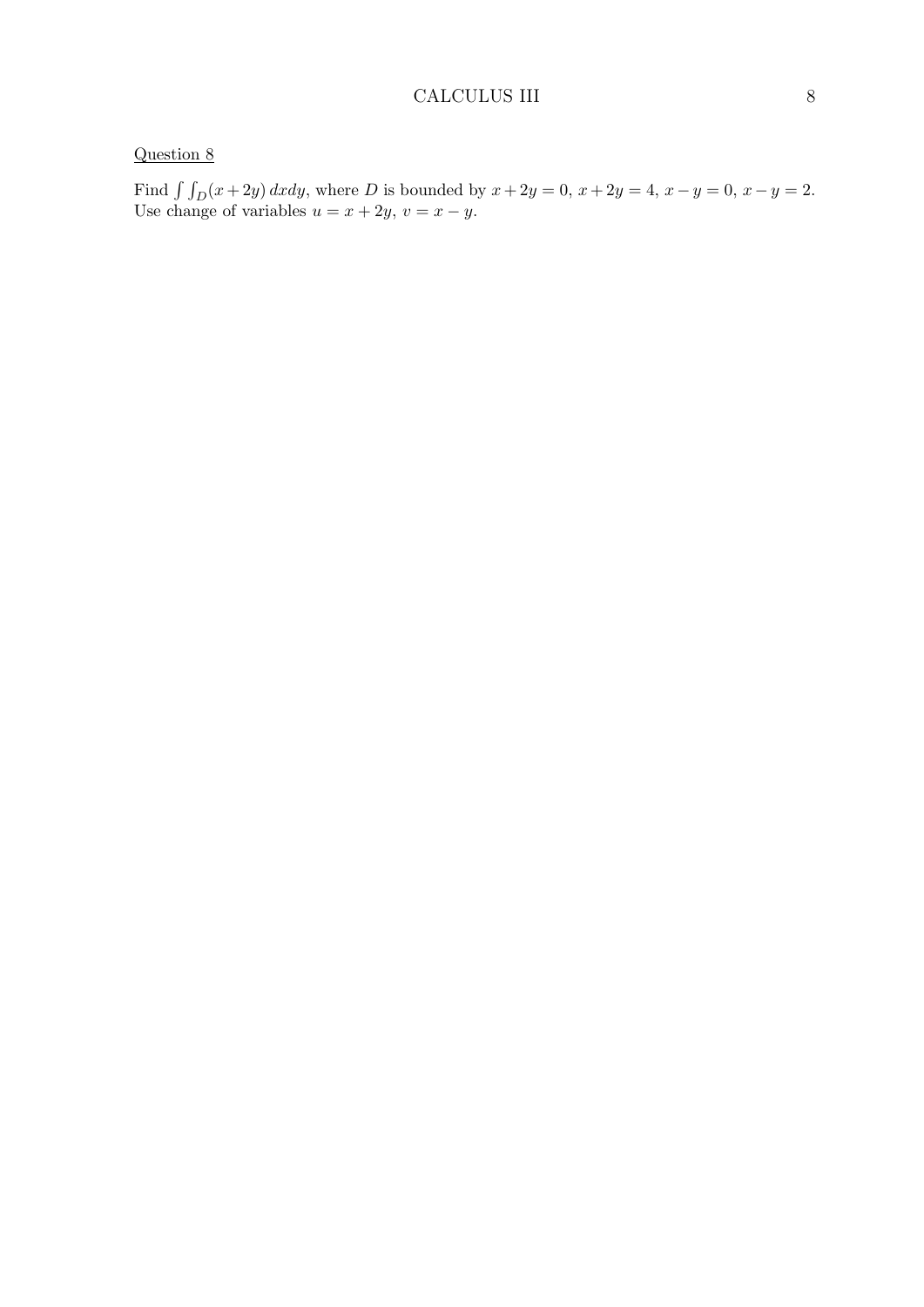Question 8

Find $\int\int_D (x+2y)\,dxdy$, where $D$ is bounded by $x+2y=0$, $x+2y=4$, $x-y=0$, $x-y=2$. Use change of variables $u=x+2y$, $v=x-y$.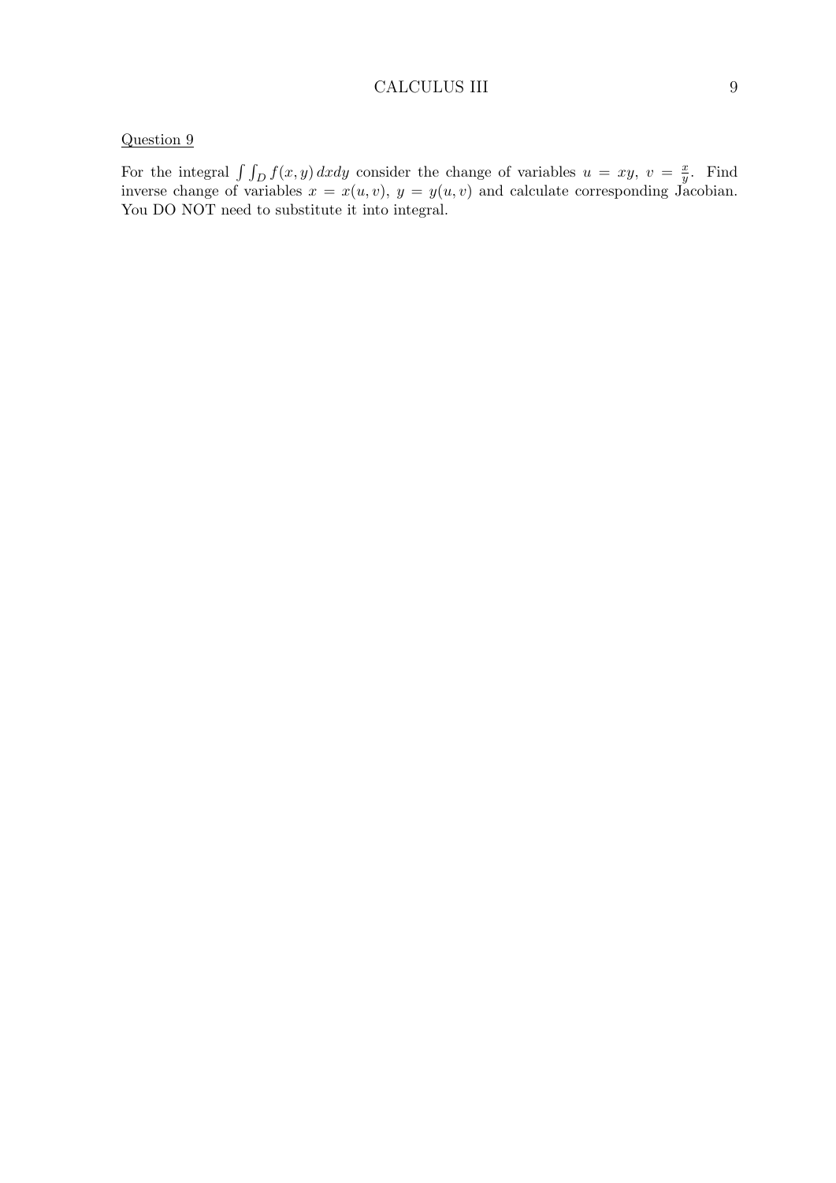Question 9

For the integral $\int\int_D f(x,y)\,dxdy$ consider the change of variables $u = xy$, $v = \frac{x}{y}$. Find inverse change of variables $x = x(u,v)$, $y = y(u,v)$ and calculate corresponding Jacobian. You DO NOT need to substitute it into integral.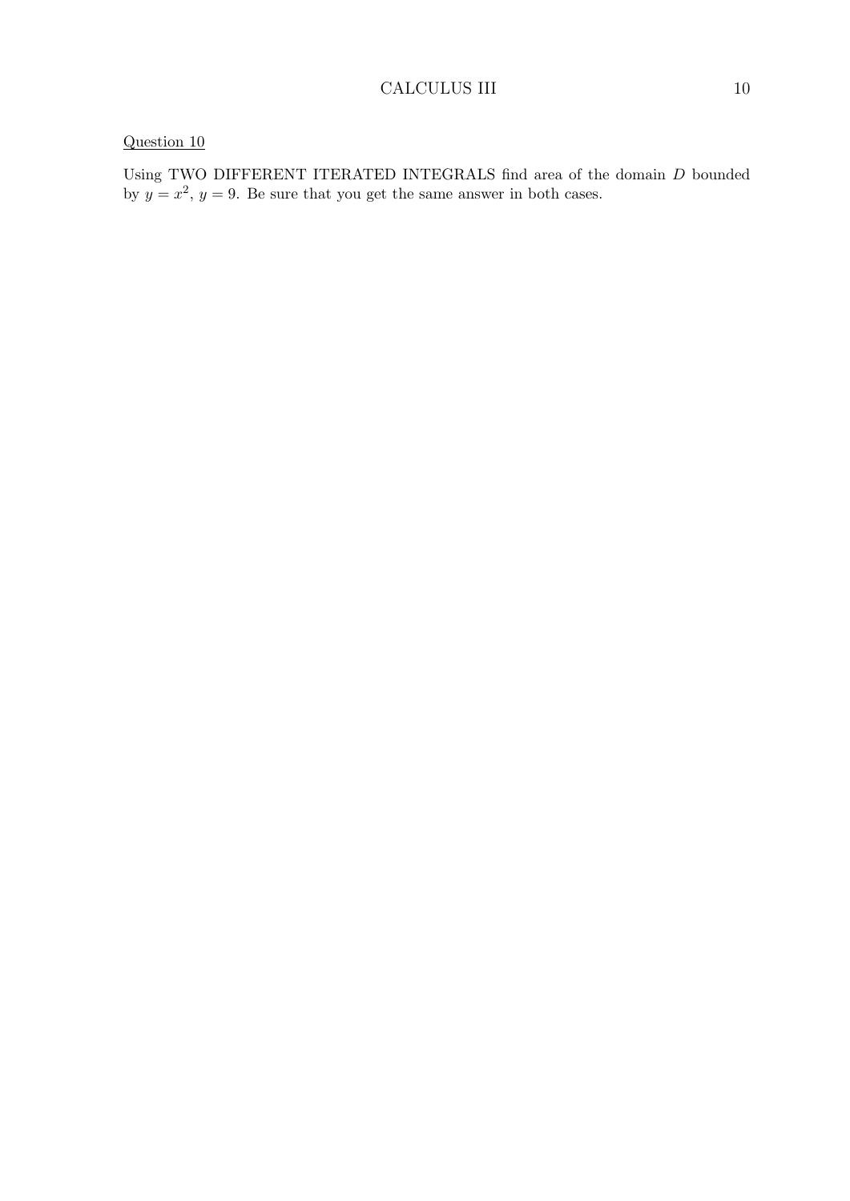Question 10

Using TWO DIFFERENT ITERATED INTEGRALS find area of the domain $D$ bounded by $y = x^2$, $y = 9$. Be sure that you get the same answer in both cases.